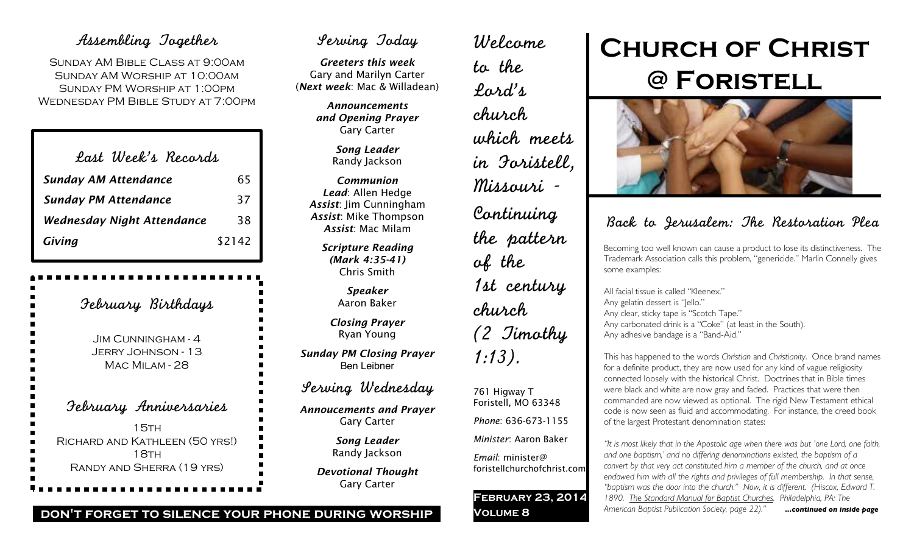## Assembling Together

Sunday AM Bible Class at 9:00am
Sunday AM Worship at 10:00am
Sunday PM Worship at 1:00pm
Wednesday PM Bible Study at 7:00pm

## Last Week's Records

| | |
|---|---|
| ***Sunday AM Attendance*** | 65 |
| ***Sunday PM Attendance*** | 37 |
| ***Wednesday Night Attendance*** | 38 |
| ***Giving*** | $2142 |

## February Birthdays

Jim Cunningham - 4
Jerry Johnson - 13
Mac Milam - 28

## February Anniversaries

15th
Richard and Kathleen (50 yrs!)
18th
Randy and Sherra (19 yrs)

**DON'T FORGET TO SILENCE YOUR PHONE DURING WORSHIP**

## Serving Today

***Greeters this week***
Gary and Marilyn Carter
(***Next week***: Mac & Willadean)

***Announcements and Opening Prayer***
Gary Carter

***Song Leader***
Randy Jackson

***Communion***
***Lead***: Allen Hedge
***Assist***: Jim Cunningham
***Assist***: Mike Thompson
***Assist***: Mac Milam

***Scripture Reading (Mark 4:35-41)***
Chris Smith

***Speaker***
Aaron Baker

***Closing Prayer***
Ryan Young

***Sunday PM Closing Prayer***
Ben Leibner

## Serving Wednesday

***Annoucements and Prayer***
Gary Carter

***Song Leader***
Randy Jackson

***Devotional Thought***
Gary Carter

Welcome to the Lord's church which meets in Foristell, Missouri - Continuing the pattern of the 1st century church (2 Timothy 1:13).

761 Higway T
Foristell, MO 63348

*Phone*: 636-673-1155

*Minister*: Aaron Baker

*Email*: minister@foristellchurchofchrist.com

**February 23, 2014**
**Volume 8**

# Church of Christ @ Foristell

## Back to Jerusalem: The Restoration Plea

Becoming too well known can cause a product to lose its distinctiveness. The Trademark Association calls this problem, "genericide." Marlin Connelly gives some examples:

All facial tissue is called "Kleenex."
Any gelatin dessert is "Jello."
Any clear, sticky tape is "Scotch Tape."
Any carbonated drink is a "Coke" (at least in the South).
Any adhesive bandage is a "Band-Aid."

This has happened to the words *Christian* and *Christianity*. Once brand names for a definite product, they are now used for any kind of vague religiosity connected loosely with the historical Christ. Doctrines that in Bible times were black and white are now gray and faded. Practices that were then commanded are now viewed as optional. The rigid New Testament ethical code is now seen as fluid and accommodating. For instance, the creed book of the largest Protestant denomination states:

*"It is most likely that in the Apostolic age when there was but 'one Lord, one faith, and one baptism,' and no differing denominations existed, the baptism of a convert by that very act constituted him a member of the church, and at once endowed him with all the rights and privileges of full membership. In that sense, "baptism was the door into the church." Now, it is different. (Hiscox, Edward T. 1890. The Standard Manual for Baptist Churches. Philadelphia, PA: The American Baptist Publication Society, page 22)."* ***...continued on inside page***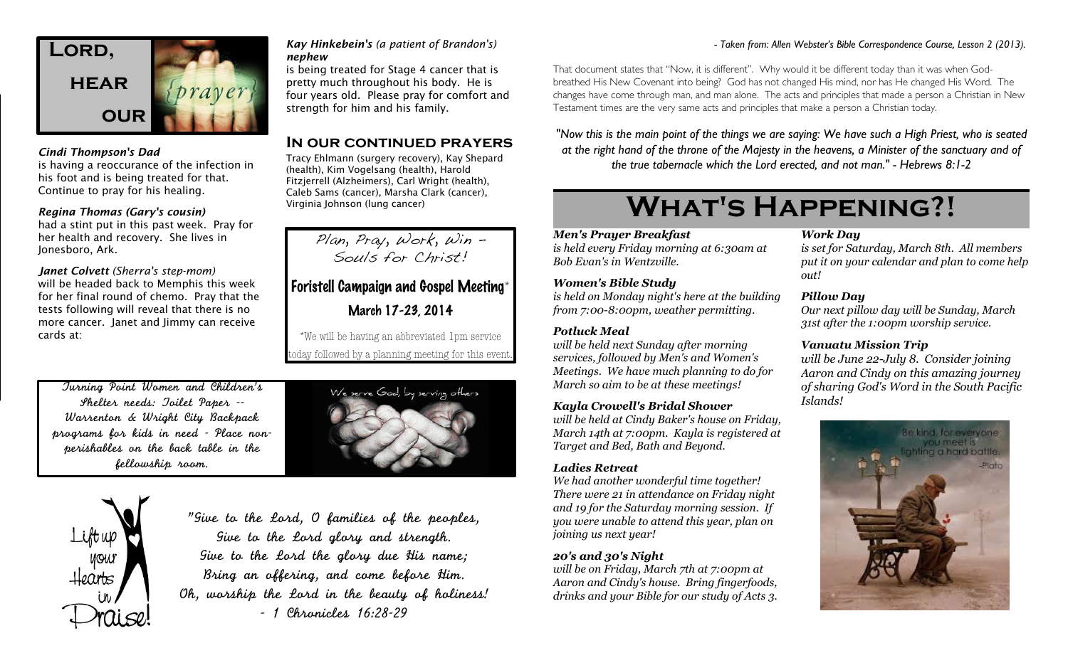# Lord, hear our {prayer}

***Cindi Thompson's Dad***
is having a reoccurance of the infection in his foot and is being treated for that. Continue to pray for his healing.

***Regina Thomas (Gary's cousin)***
had a stint put in this past week. Pray for her health and recovery. She lives in Jonesboro, Ark.

***Janet Colvett*** *(Sherra's step-mom)*
will be headed back to Memphis this week for her final round of chemo. Pray that the tests following will reveal that there is no more cancer. Janet and Jimmy can receive cards at:

***Kay Hinkebein's*** *(a patient of Brandon's)* ***nephew***
is being treated for Stage 4 cancer that is pretty much throughout his body. He is four years old. Please pray for comfort and strength for him and his family.

## In our continued prayers

Tracy Ehlmann (surgery recovery), Kay Shepard (health), Kim Vogelsang (health), Harold Fitzjerrell (Alzheimers), Carl Wright (health), Caleb Sams (cancer), Marsha Clark (cancer), Virginia Johnson (lung cancer)

Plan, Pray, Work, Win - Souls for Christ!

**Foristell Campaign and Gospel Meeting***

**March 17-23, 2014**

*We will be having an abbreviated 1pm service today followed by a planning meeting for this event.

*Turning Point Women and Children's Shelter needs: Toilet Paper -- Warrenton & Wright City Backpack programs for kids in need - Place non-perishables on the back table in the fellowship room.*

We serve God, by serving others

Lift up your Hearts in Praise!

*"Give to the Lord, O families of the peoples,*
*Give to the Lord glory and strength.*
*Give to the Lord the glory due His name;*
*Bring an offering, and come before Him.*
*Oh, worship the Lord in the beauty of holiness!*
*- 1 Chronicles 16:28-29*

*- Taken from: Allen Webster's Bible Correspondence Course, Lesson 2 (2013).*

That document states that "Now, it is different". Why would it be different today than it was when God-breathed His New Covenant into being? God has not changed His mind, nor has He changed His Word. The changes have come through man, and man alone. The acts and principles that made a person a Christian in New Testament times are the very same acts and principles that make a person a Christian today.

*"Now this is the main point of the things we are saying: We have such a High Priest, who is seated at the right hand of the throne of the Majesty in the heavens, a Minister of the sanctuary and of the true tabernacle which the Lord erected, and not man." - Hebrews 8:1-2*

# What's Happening?!

***Men's Prayer Breakfast***
*is held every Friday morning at 6:30am at Bob Evan's in Wentzville.*

***Women's Bible Study***
*is held on Monday night's here at the building from 7:00-8:00pm, weather permitting.*

***Potluck Meal***
*will be held next Sunday after morning services, followed by Men's and Women's Meetings. We have much planning to do for March so aim to be at these meetings!*

***Kayla Crowell's Bridal Shower***
*will be held at Cindy Baker's house on Friday, March 14th at 7:00pm. Kayla is registered at Target and Bed, Bath and Beyond.*

***Ladies Retreat***
*We had another wonderful time together! There were 21 in attendance on Friday night and 19 for the Saturday morning session. If you were unable to attend this year, plan on joining us next year!*

***20's and 30's Night***
*will be on Friday, March 7th at 7:00pm at Aaron and Cindy's house. Bring fingerfoods, drinks and your Bible for our study of Acts 3.*

***Work Day***
*is set for Saturday, March 8th. All members put it on your calendar and plan to come help out!*

***Pillow Day***
*Our next pillow day will be Sunday, March 31st after the 1:00pm worship service.*

***Vanuatu Mission Trip***
*will be June 22-July 8. Consider joining Aaron and Cindy on this amazing journey of sharing God's Word in the South Pacific Islands!*

Be kind, for everyone you meet is fighting a hard battle. -Plato